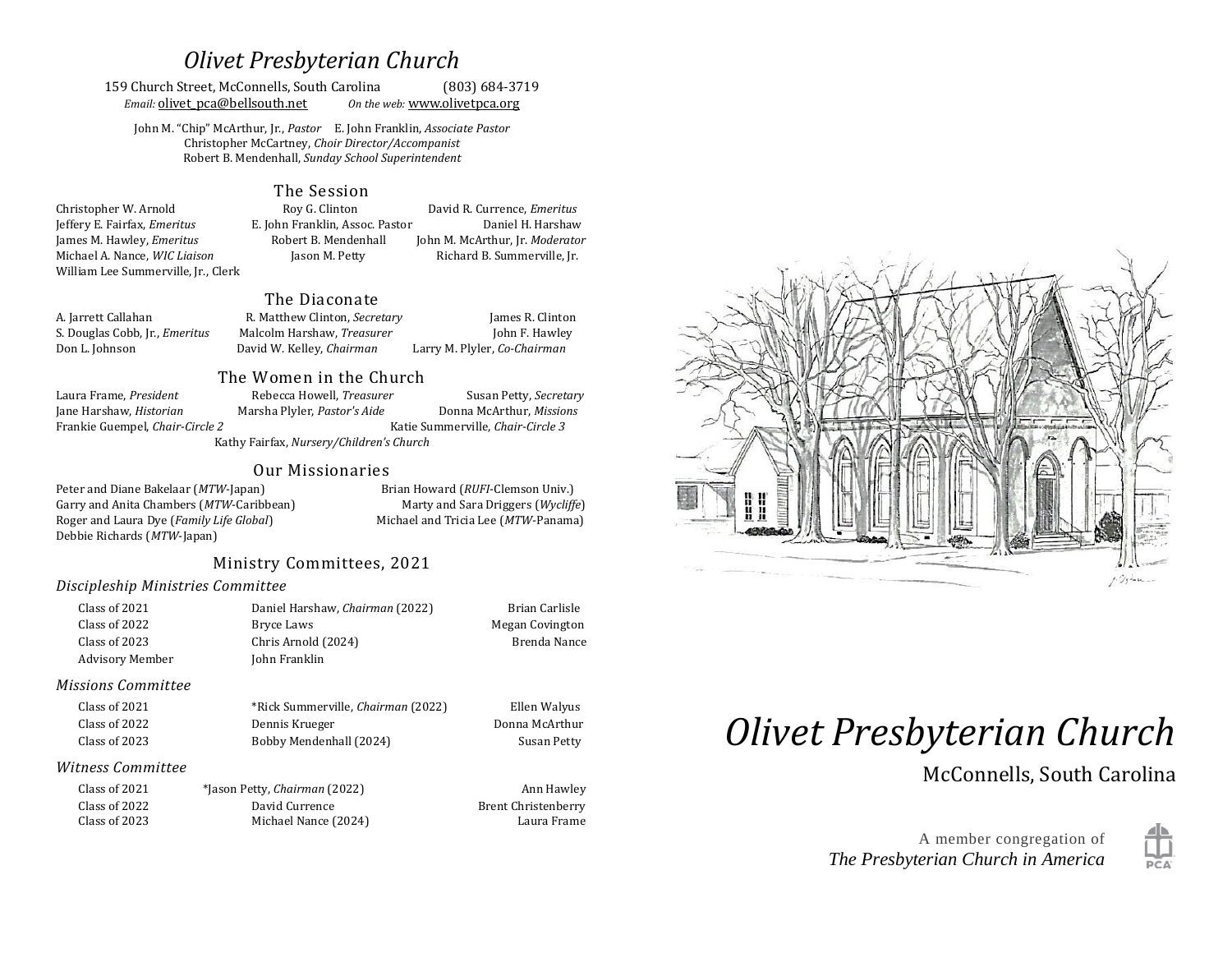# *Olivet Presbyterian Church*

159 Church Street, McConnells, South Carolina (803) 684-3719

*Email:* olivet_pca@bellsouth.net *On the web:* www.olivetpca.org

John M. "Chip" McArthur, Jr., *Pastor* E. John Franklin, *Associate Pastor*
Christopher McCartney, *Choir Director/Accompanist*
Robert B. Mendenhall, *Sunday School Superintendent*

## The Session

Christopher W. Arnold
Roy G. Clinton
David R. Currence, *Emeritus*
Jeffery E. Fairfax, *Emeritus*
E. John Franklin, Assoc. Pastor
Daniel H. Harshaw
James M. Hawley, *Emeritus*
Robert B. Mendenhall
John M. McArthur, Jr. *Moderator*
Michael A. Nance, *WIC Liaison*
Jason M. Petty
Richard B. Summerville, Jr.
William Lee Summerville, Jr., Clerk

## The Diaconate

A. Jarrett Callahan
R. Matthew Clinton, *Secretary*
James R. Clinton
S. Douglas Cobb, Jr., *Emeritus*
Malcolm Harshaw, *Treasurer*
John F. Hawley
Don L. Johnson
David W. Kelley, *Chairman*
Larry M. Plyler, *Co-Chairman*

## The Women in the Church

Laura Frame, *President*
Rebecca Howell, *Treasurer*
Susan Petty, *Secretary*
Jane Harshaw, *Historian*
Marsha Plyler, *Pastor's Aide*
Donna McArthur, *Missions*
Frankie Guempel, *Chair-Circle 2*
Katie Summerville, *Chair-Circle 3*
Kathy Fairfax, *Nursery/Children's Church*

## Our Missionaries

Peter and Diane Bakelaar (*MTW*-Japan)
Brian Howard (*RUFI*-Clemson Univ.)
Garry and Anita Chambers (*MTW*-Caribbean)
Marty and Sara Driggers (*Wycliffe*)
Roger and Laura Dye (*Family Life Global*)
Michael and Tricia Lee (*MTW*-Panama)
Debbie Richards (*MTW*-Japan)

## Ministry Committees, 2021

### *Discipleship Ministries Committee*

| | | |
|---|---|---|
| Class of 2021 | Daniel Harshaw, *Chairman* (2022) | Brian Carlisle |
| Class of 2022 | Bryce Laws | Megan Covington |
| Class of 2023 | Chris Arnold (2024) | Brenda Nance |
| Advisory Member | John Franklin | |

### *Missions Committee*

| | | |
|---|---|---|
| Class of 2021 | *Rick Summerville, *Chairman* (2022) | Ellen Walyus |
| Class of 2022 | Dennis Krueger | Donna McArthur |
| Class of 2023 | Bobby Mendenhall (2024) | Susan Petty |

### *Witness Committee*

| | | |
|---|---|---|
| Class of 2021 | *Jason Petty, *Chairman* (2022) | Ann Hawley |
| Class of 2022 | David Currence | Brent Christenberry |
| Class of 2023 | Michael Nance (2024) | Laura Frame |

# *Olivet Presbyterian Church*

McConnells, South Carolina

A member congregation of
*The Presbyterian Church in America*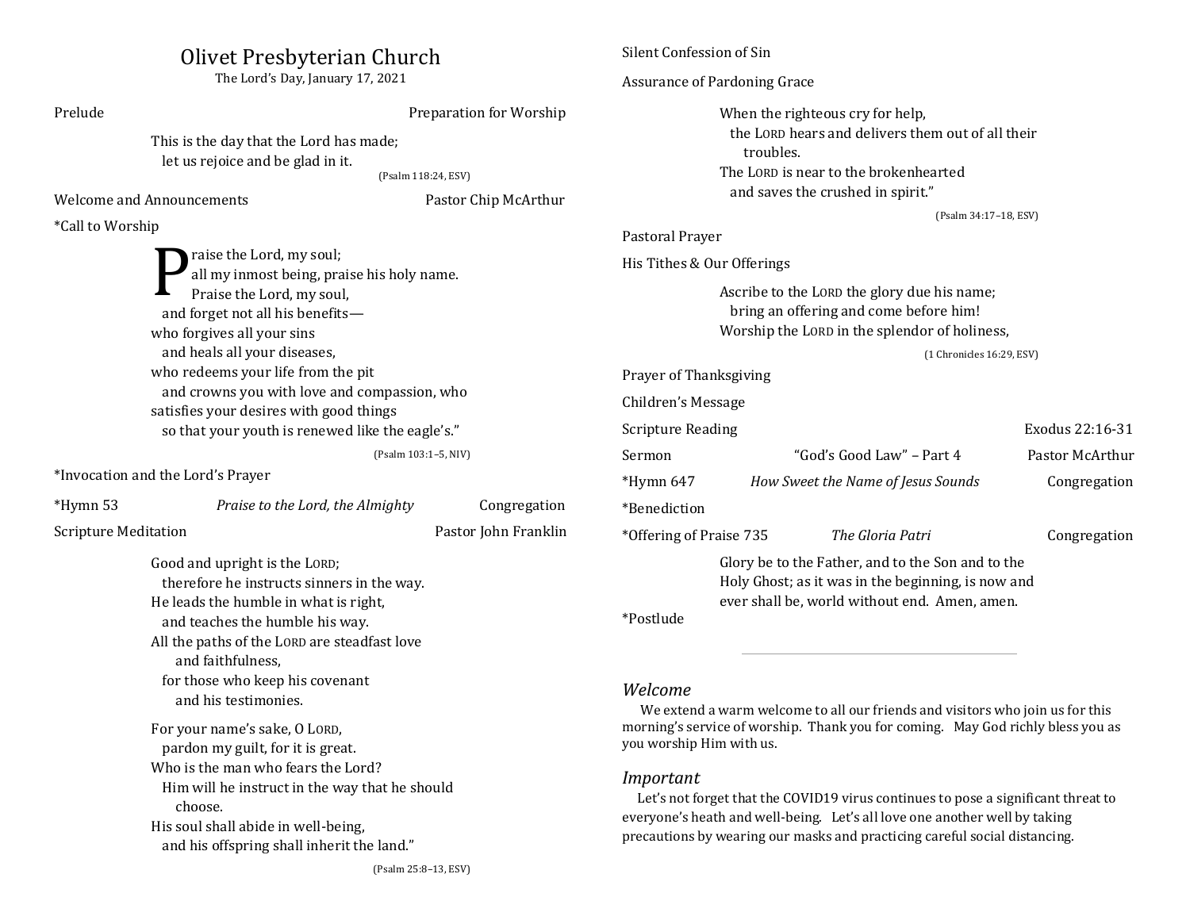# Olivet Presbyterian Church

The Lord's Day, January 17, 2021

Prelude — Preparation for Worship

> This is the day that the Lord has made;
> let us rejoice and be glad in it.
>
> (Psalm 118:24, ESV)

Welcome and Announcements — Pastor Chip McArthur

*Call to Worship

> Praise the Lord, my soul;
> all my inmost being, praise his holy name.
> Praise the Lord, my soul,
> and forget not all his benefits—
> who forgives all your sins
> and heals all your diseases,
> who redeems your life from the pit
> and crowns you with love and compassion, who
> satisfies your desires with good things
> so that your youth is renewed like the eagle's."
>
> (Psalm 103:1–5, NIV)

*Invocation and the Lord's Prayer

*Hymn 53 — *Praise to the Lord, the Almighty* — Congregation

Scripture Meditation — Pastor John Franklin

> Good and upright is the LORD;
> therefore he instructs sinners in the way.
> He leads the humble in what is right,
> and teaches the humble his way.
> All the paths of the LORD are steadfast love
> and faithfulness,
> for those who keep his covenant
> and his testimonies.
>
> For your name's sake, O LORD,
> pardon my guilt, for it is great.
> Who is the man who fears the Lord?
> Him will he instruct in the way that he should
> choose.
> His soul shall abide in well-being,
> and his offspring shall inherit the land."
>
> (Psalm 25:8–13, ESV)

Silent Confession of Sin

Assurance of Pardoning Grace

> When the righteous cry for help,
> the LORD hears and delivers them out of all their
> troubles.
> The LORD is near to the brokenhearted
> and saves the crushed in spirit."
>
> (Psalm 34:17–18, ESV)

Pastoral Prayer

His Tithes & Our Offerings

> Ascribe to the LORD the glory due his name;
> bring an offering and come before him!
> Worship the LORD in the splendor of holiness,
>
> (1 Chronicles 16:29, ESV)

Prayer of Thanksgiving

Children's Message

Scripture Reading — Exodus 22:16-31

Sermon — "God's Good Law" – Part 4 — Pastor McArthur

*Hymn 647 — *How Sweet the Name of Jesus Sounds* — Congregation

*Benediction

*Offering of Praise 735 — *The Gloria Patri* — Congregation

> Glory be to the Father, and to the Son and to the
> Holy Ghost; as it was in the beginning, is now and
> ever shall be, world without end. Amen, amen.

*Postlude

---

## *Welcome*

We extend a warm welcome to all our friends and visitors who join us for this morning's service of worship. Thank you for coming. May God richly bless you as you worship Him with us.

## *Important*

Let's not forget that the COVID19 virus continues to pose a significant threat to everyone's heath and well-being. Let's all love one another well by taking precautions by wearing our masks and practicing careful social distancing.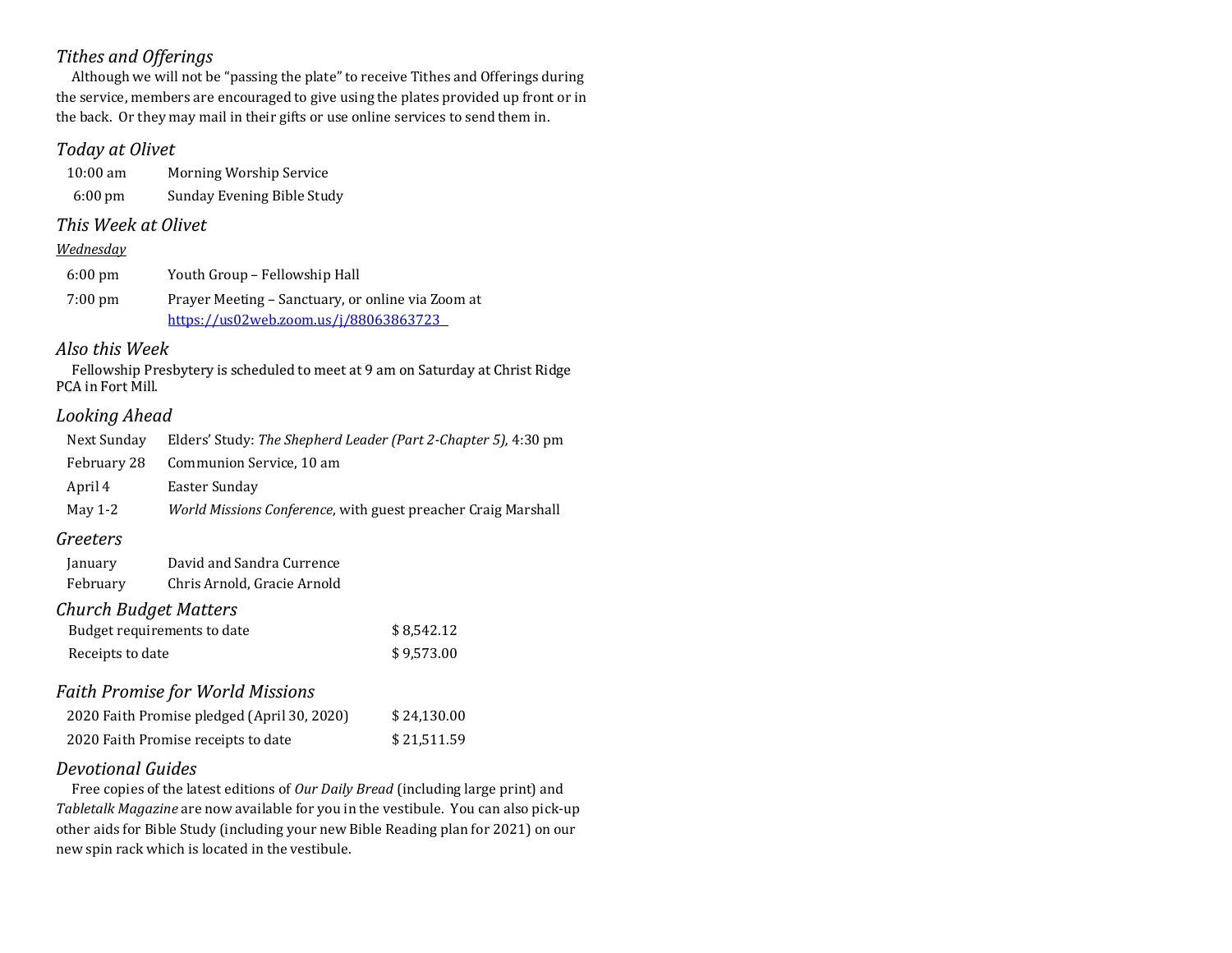### *Tithes and Offerings*

Although we will not be "passing the plate" to receive Tithes and Offerings during the service, members are encouraged to give using the plates provided up front or in the back. Or they may mail in their gifts or use online services to send them in.

### *Today at Olivet*

| | |
|---|---|
| 10:00 am | Morning Worship Service |
| 6:00 pm | Sunday Evening Bible Study |

### *This Week at Olivet*

*Wednesday*

| | |
|---|---|
| 6:00 pm | Youth Group – Fellowship Hall |
| 7:00 pm | Prayer Meeting – Sanctuary, or online via Zoom at https://us02web.zoom.us/j/88063863723 |

### *Also this Week*

Fellowship Presbytery is scheduled to meet at 9 am on Saturday at Christ Ridge PCA in Fort Mill.

### *Looking Ahead*

| | |
|---|---|
| Next Sunday | Elders' Study: *The Shepherd Leader (Part 2-Chapter 5),* 4:30 pm |
| February 28 | Communion Service, 10 am |
| April 4 | Easter Sunday |
| May 1-2 | *World Missions Conference*, with guest preacher Craig Marshall |

### *Greeters*

| | |
|---|---|
| January | David and Sandra Currence |
| February | Chris Arnold, Gracie Arnold |

### *Church Budget Matters*

| | |
|---|---|
| Budget requirements to date | $ 8,542.12 |
| Receipts to date | $ 9,573.00 |

### *Faith Promise for World Missions*

| | |
|---|---|
| 2020 Faith Promise pledged (April 30, 2020) | $ 24,130.00 |
| 2020 Faith Promise receipts to date | $ 21,511.59 |

### *Devotional Guides*

Free copies of the latest editions of *Our Daily Bread* (including large print) and *Tabletalk Magazine* are now available for you in the vestibule. You can also pick-up other aids for Bible Study (including your new Bible Reading plan for 2021) on our new spin rack which is located in the vestibule.